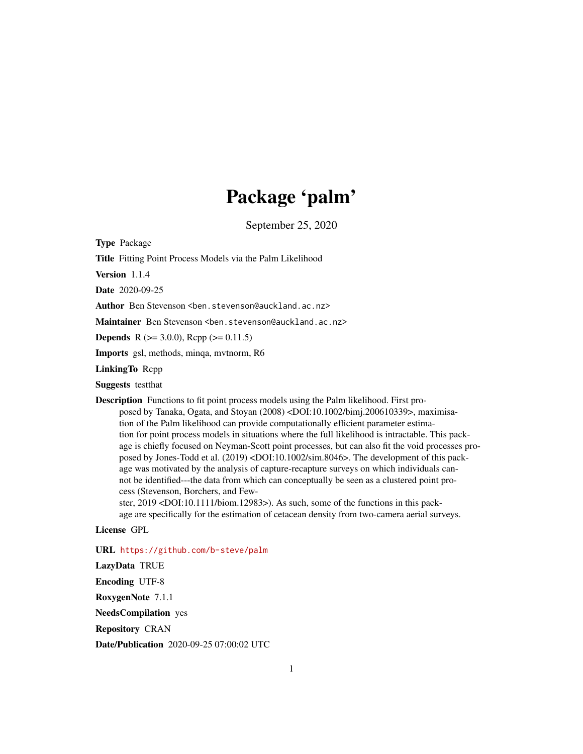# Package 'palm'

September 25, 2020

**Type** Package

**Title** Fitting Point Process Models via the Palm Likelihood

**Version** 1.1.4

**Date** 2020-09-25

**Author** Ben Stevenson <ben.stevenson@auckland.ac.nz>

**Maintainer** Ben Stevenson <ben.stevenson@auckland.ac.nz>

**Depends** R (>= 3.0.0), Rcpp (>= 0.11.5)

**Imports** gsl, methods, minqa, mvtnorm, R6

**LinkingTo** Rcpp

**Suggests** testthat

**Description** Functions to fit point process models using the Palm likelihood. First proposed by Tanaka, Ogata, and Stoyan (2008) <DOI:10.1002/bimj.200610339>, maximisation of the Palm likelihood can provide computationally efficient parameter estimation for point process models in situations where the full likelihood is intractable. This package is chiefly focused on Neyman-Scott point processes, but can also fit the void processes proposed by Jones-Todd et al. (2019) <DOI:10.1002/sim.8046>. The development of this package was motivated by the analysis of capture-recapture surveys on which individuals cannot be identified---the data from which can conceptually be seen as a clustered point process (Stevenson, Borchers, and Fewster, 2019 <DOI:10.1111/biom.12983>). As such, some of the functions in this package are specifically for the estimation of cetacean density from two-camera aerial surveys.

**License** GPL

**URL** https://github.com/b-steve/palm

**LazyData** TRUE

**Encoding** UTF-8

**RoxygenNote** 7.1.1

**NeedsCompilation** yes

**Repository** CRAN

**Date/Publication** 2020-09-25 07:00:02 UTC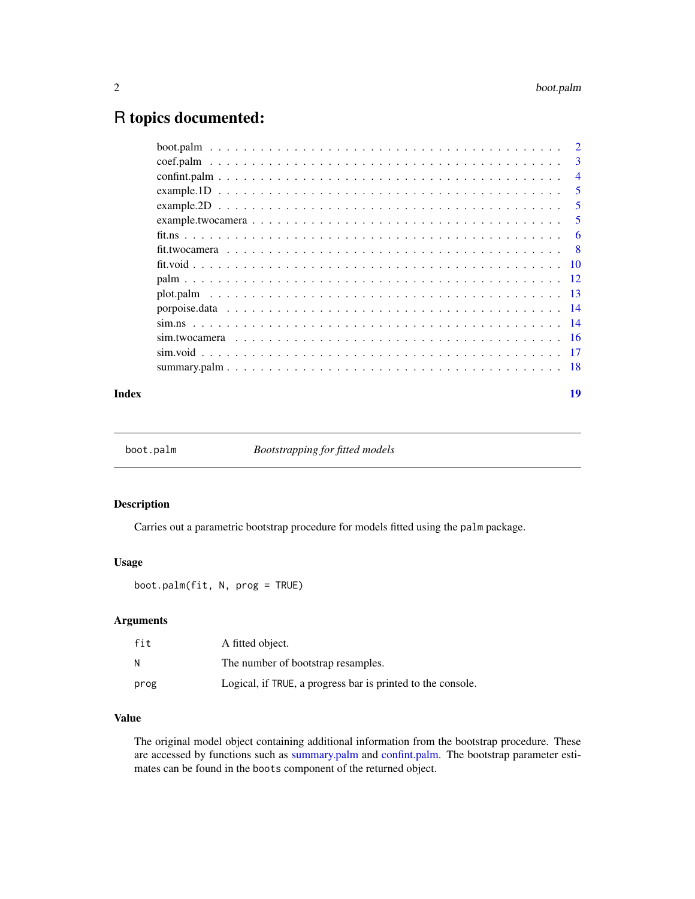# R topics documented:

| | |
|---|---|
| boot.palm | 2 |
| coef.palm | 3 |
| confint.palm | 4 |
| example.1D | 5 |
| example.2D | 5 |
| example.twocamera | 5 |
| fit.ns | 6 |
| fit.twocamera | 8 |
| fit.void | 10 |
| palm | 12 |
| plot.palm | 13 |
| porpoise.data | 14 |
| sim.ns | 14 |
| sim.twocamera | 16 |
| sim.void | 17 |
| summary.palm | 18 |
| **Index** | **19** |

---

## boot.palm — *Bootstrapping for fitted models*

### Description

Carries out a parametric bootstrap procedure for models fitted using the `palm` package.

### Usage

```
boot.palm(fit, N, prog = TRUE)
```

### Arguments

| | |
|---|---|
| `fit` | A fitted object. |
| `N` | The number of bootstrap resamples. |
| `prog` | Logical, if `TRUE`, a progress bar is printed to the console. |

### Value

The original model object containing additional information from the bootstrap procedure. These are accessed by functions such as summary.palm and confint.palm. The bootstrap parameter estimates can be found in the `boots` component of the returned object.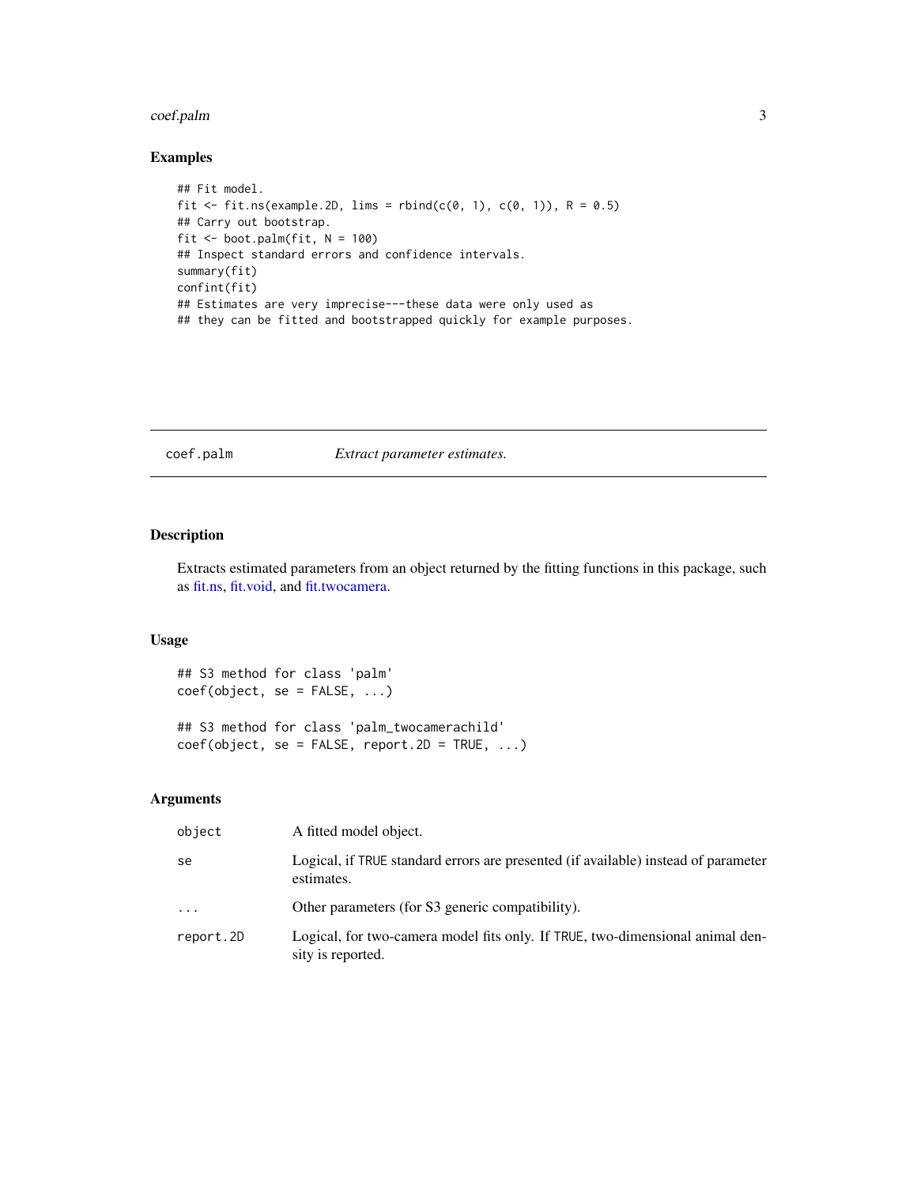## Examples

```
## Fit model.
fit <- fit.ns(example.2D, lims = rbind(c(0, 1), c(0, 1)), R = 0.5)
## Carry out bootstrap.
fit <- boot.palm(fit, N = 100)
## Inspect standard errors and confidence intervals.
summary(fit)
confint(fit)
## Estimates are very imprecise---these data were only used as
## they can be fitted and bootstrapped quickly for example purposes.
```

---

# coef.palm — *Extract parameter estimates.*

## Description

Extracts estimated parameters from an object returned by the fitting functions in this package, such as fit.ns, fit.void, and fit.twocamera.

## Usage

```
## S3 method for class 'palm'
coef(object, se = FALSE, ...)

## S3 method for class 'palm_twocamerachild'
coef(object, se = FALSE, report.2D = TRUE, ...)
```

## Arguments

| | |
|---|---|
| `object` | A fitted model object. |
| `se` | Logical, if `TRUE` standard errors are presented (if available) instead of parameter estimates. |
| `...` | Other parameters (for S3 generic compatibility). |
| `report.2D` | Logical, for two-camera model fits only. If `TRUE`, two-dimensional animal density is reported. |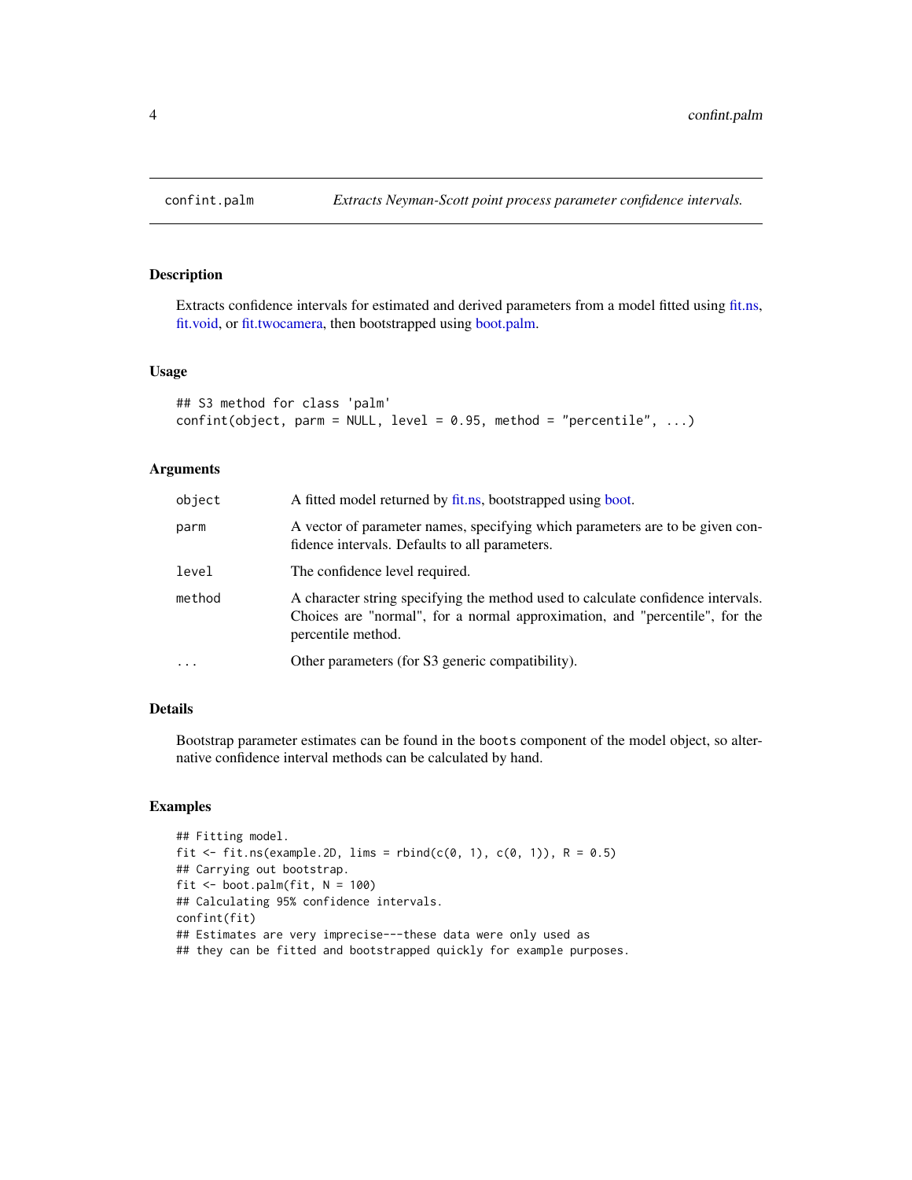# confint.palm

*Extracts Neyman-Scott point process parameter confidence intervals.*

## Description

Extracts confidence intervals for estimated and derived parameters from a model fitted using fit.ns, fit.void, or fit.twocamera, then bootstrapped using boot.palm.

## Usage

```
## S3 method for class 'palm'
confint(object, parm = NULL, level = 0.95, method = "percentile", ...)
```

## Arguments

| | |
|---|---|
| `object` | A fitted model returned by fit.ns, bootstrapped using boot. |
| `parm` | A vector of parameter names, specifying which parameters are to be given confidence intervals. Defaults to all parameters. |
| `level` | The confidence level required. |
| `method` | A character string specifying the method used to calculate confidence intervals. Choices are "normal", for a normal approximation, and "percentile", for the percentile method. |
| `...` | Other parameters (for S3 generic compatibility). |

## Details

Bootstrap parameter estimates can be found in the `boots` component of the model object, so alternative confidence interval methods can be calculated by hand.

## Examples

```
## Fitting model.
fit <- fit.ns(example.2D, lims = rbind(c(0, 1), c(0, 1)), R = 0.5)
## Carrying out bootstrap.
fit <- boot.palm(fit, N = 100)
## Calculating 95% confidence intervals.
confint(fit)
## Estimates are very imprecise---these data were only used as
## they can be fitted and bootstrapped quickly for example purposes.
```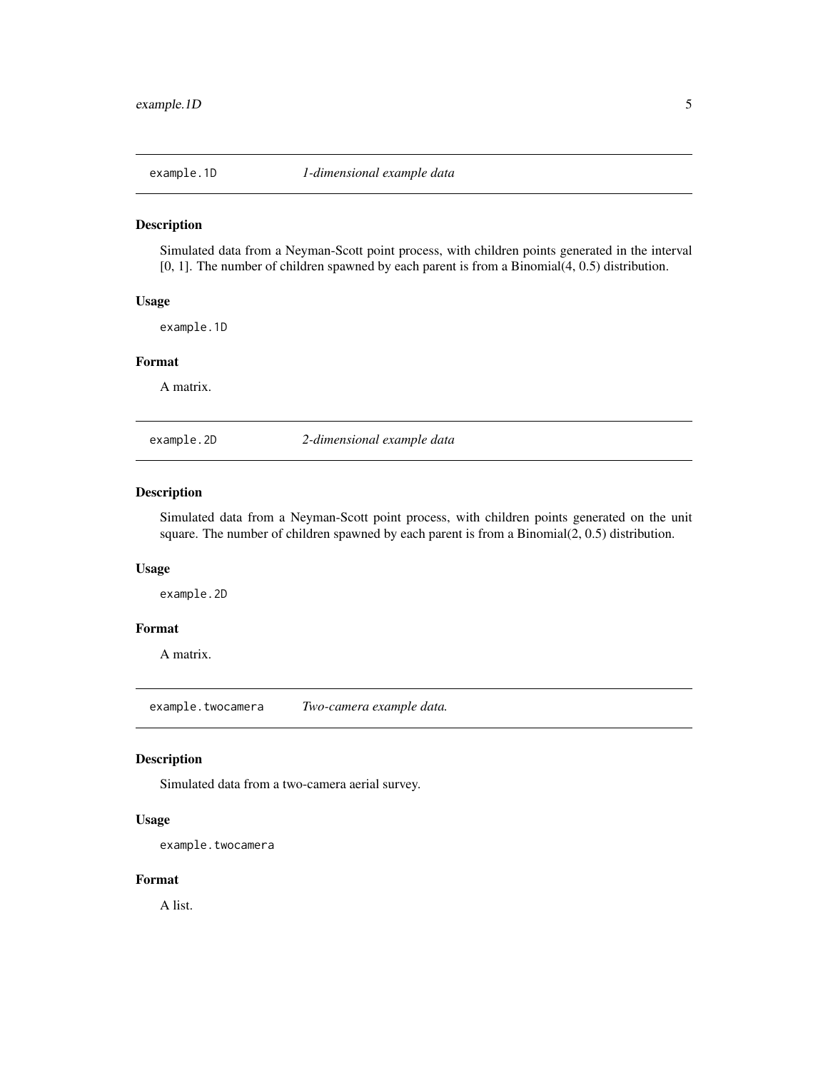## example.1D — *1-dimensional example data*

### Description

Simulated data from a Neyman-Scott point process, with children points generated in the interval [0, 1]. The number of children spawned by each parent is from a Binomial(4, 0.5) distribution.

### Usage

```
example.1D
```

### Format

A matrix.

## example.2D — *2-dimensional example data*

### Description

Simulated data from a Neyman-Scott point process, with children points generated on the unit square. The number of children spawned by each parent is from a Binomial(2, 0.5) distribution.

### Usage

```
example.2D
```

### Format

A matrix.

## example.twocamera — *Two-camera example data.*

### Description

Simulated data from a two-camera aerial survey.

### Usage

```
example.twocamera
```

### Format

A list.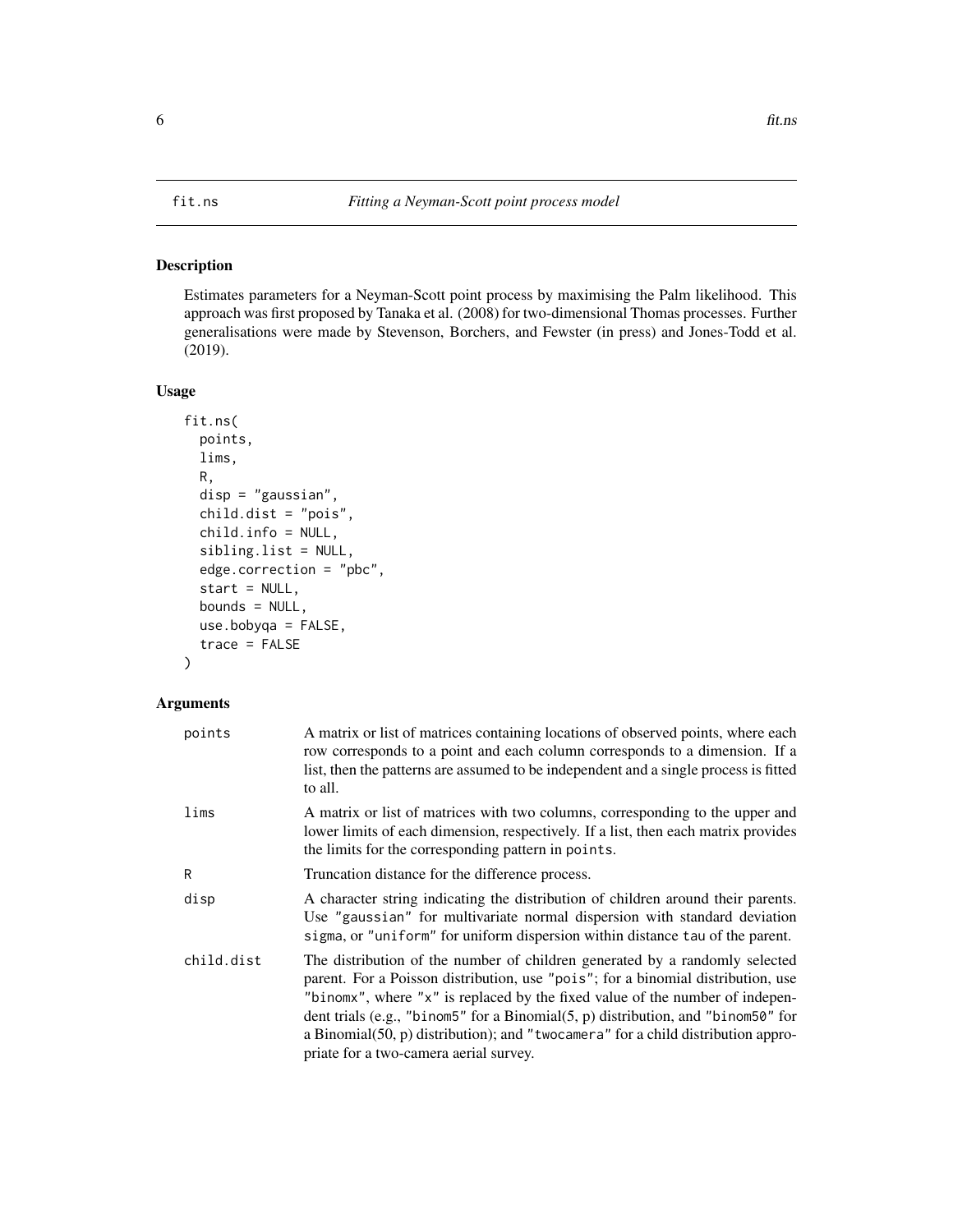## fit.ns — *Fitting a Neyman-Scott point process model*

### Description

Estimates parameters for a Neyman-Scott point process by maximising the Palm likelihood. This approach was first proposed by Tanaka et al. (2008) for two-dimensional Thomas processes. Further generalisations were made by Stevenson, Borchers, and Fewster (in press) and Jones-Todd et al. (2019).

### Usage

```
fit.ns(
  points,
  lims,
  R,
  disp = "gaussian",
  child.dist = "pois",
  child.info = NULL,
  sibling.list = NULL,
  edge.correction = "pbc",
  start = NULL,
  bounds = NULL,
  use.bobyqa = FALSE,
  trace = FALSE
)
```

### Arguments

| | |
|---|---|
| `points` | A matrix or list of matrices containing locations of observed points, where each row corresponds to a point and each column corresponds to a dimension. If a list, then the patterns are assumed to be independent and a single process is fitted to all. |
| `lims` | A matrix or list of matrices with two columns, corresponding to the upper and lower limits of each dimension, respectively. If a list, then each matrix provides the limits for the corresponding pattern in `points`. |
| `R` | Truncation distance for the difference process. |
| `disp` | A character string indicating the distribution of children around their parents. Use `"gaussian"` for multivariate normal dispersion with standard deviation `sigma`, or `"uniform"` for uniform dispersion within distance `tau` of the parent. |
| `child.dist` | The distribution of the number of children generated by a randomly selected parent. For a Poisson distribution, use `"pois"`; for a binomial distribution, use `"binomx"`, where `"x"` is replaced by the fixed value of the number of independent trials (e.g., `"binom5"` for a Binomial(5, p) distribution, and `"binom50"` for a Binomial(50, p) distribution); and `"twocamera"` for a child distribution appropriate for a two-camera aerial survey. |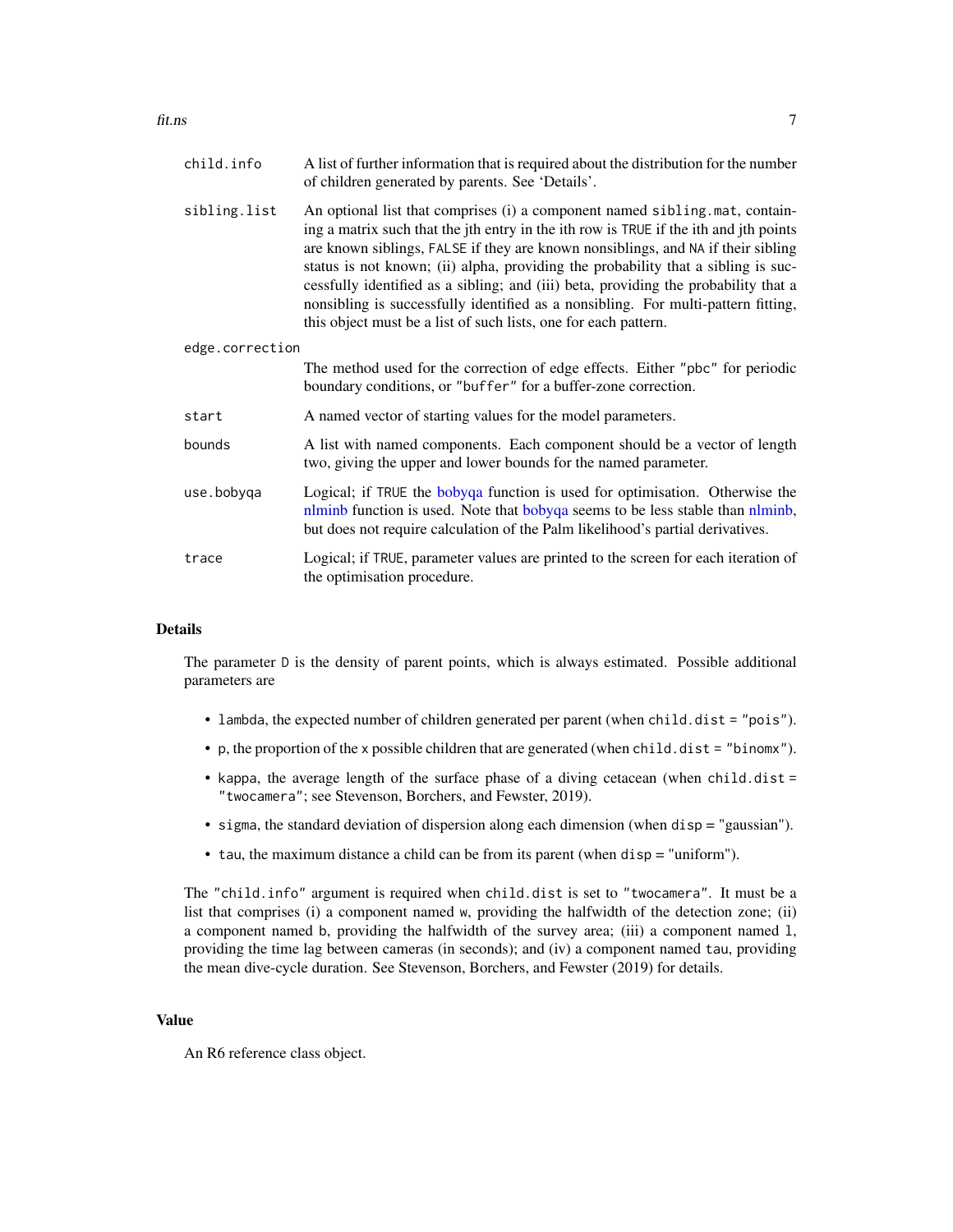| | |
|---|---|
| `child.info` | A list of further information that is required about the distribution for the number of children generated by parents. See 'Details'. |
| `sibling.list` | An optional list that comprises (i) a component named `sibling.mat`, containing a matrix such that the jth entry in the ith row is `TRUE` if the ith and jth points are known siblings, `FALSE` if they are known nonsiblings, and `NA` if their sibling status is not known; (ii) alpha, providing the probability that a sibling is successfully identified as a sibling; and (iii) beta, providing the probability that a nonsibling is successfully identified as a nonsibling. For multi-pattern fitting, this object must be a list of such lists, one for each pattern. |
| `edge.correction` | The method used for the correction of edge effects. Either `"pbc"` for periodic boundary conditions, or `"buffer"` for a buffer-zone correction. |
| `start` | A named vector of starting values for the model parameters. |
| `bounds` | A list with named components. Each component should be a vector of length two, giving the upper and lower bounds for the named parameter. |
| `use.bobyqa` | Logical; if `TRUE` the bobyqa function is used for optimisation. Otherwise the nlminb function is used. Note that bobyqa seems to be less stable than nlminb, but does not require calculation of the Palm likelihood's partial derivatives. |
| `trace` | Logical; if `TRUE`, parameter values are printed to the screen for each iteration of the optimisation procedure. |

## Details

The parameter `D` is the density of parent points, which is always estimated. Possible additional parameters are

- `lambda`, the expected number of children generated per parent (when `child.dist = "pois"`).
- `p`, the proportion of the `x` possible children that are generated (when `child.dist = "binomx"`).
- `kappa`, the average length of the surface phase of a diving cetacean (when `child.dist = "twocamera"`; see Stevenson, Borchers, and Fewster, 2019).
- `sigma`, the standard deviation of dispersion along each dimension (when `disp` = "gaussian").
- `tau`, the maximum distance a child can be from its parent (when `disp` = "uniform").

The `"child.info"` argument is required when `child.dist` is set to `"twocamera"`. It must be a list that comprises (i) a component named `w`, providing the halfwidth of the detection zone; (ii) a component named `b`, providing the halfwidth of the survey area; (iii) a component named `l`, providing the time lag between cameras (in seconds); and (iv) a component named `tau`, providing the mean dive-cycle duration. See Stevenson, Borchers, and Fewster (2019) for details.

## Value

An R6 reference class object.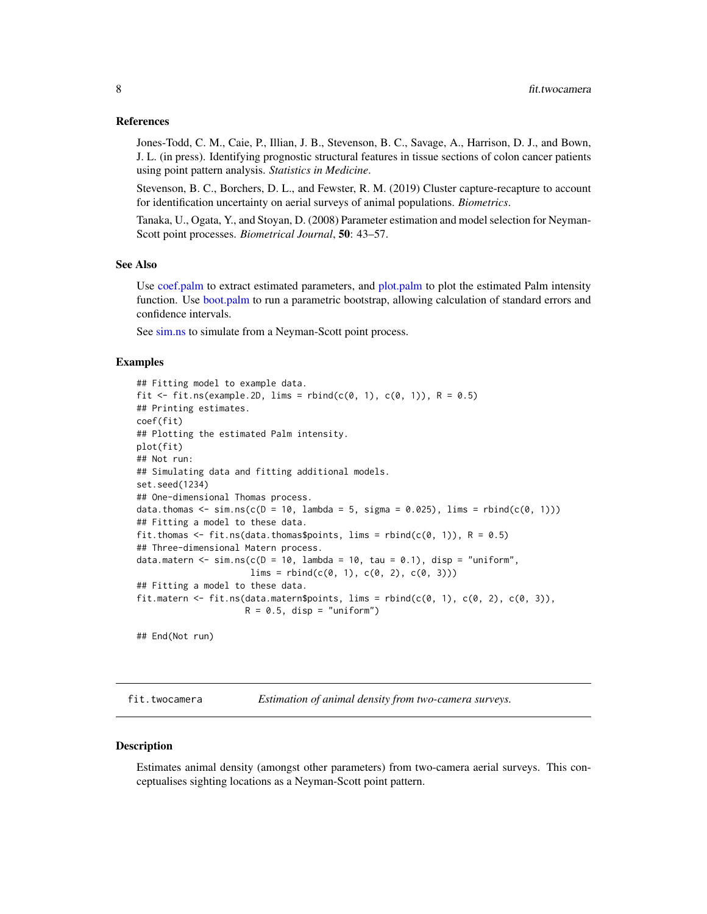### References

Jones-Todd, C. M., Caie, P., Illian, J. B., Stevenson, B. C., Savage, A., Harrison, D. J., and Bown, J. L. (in press). Identifying prognostic structural features in tissue sections of colon cancer patients using point pattern analysis. *Statistics in Medicine*.

Stevenson, B. C., Borchers, D. L., and Fewster, R. M. (2019) Cluster capture-recapture to account for identification uncertainty on aerial surveys of animal populations. *Biometrics*.

Tanaka, U., Ogata, Y., and Stoyan, D. (2008) Parameter estimation and model selection for Neyman-Scott point processes. *Biometrical Journal*, **50**: 43–57.

### See Also

Use coef.palm to extract estimated parameters, and plot.palm to plot the estimated Palm intensity function. Use boot.palm to run a parametric bootstrap, allowing calculation of standard errors and confidence intervals.

See sim.ns to simulate from a Neyman-Scott point process.

### Examples

```
## Fitting model to example data.
fit <- fit.ns(example.2D, lims = rbind(c(0, 1), c(0, 1)), R = 0.5)
## Printing estimates.
coef(fit)
## Plotting the estimated Palm intensity.
plot(fit)
## Not run:
## Simulating data and fitting additional models.
set.seed(1234)
## One-dimensional Thomas process.
data.thomas <- sim.ns(c(D = 10, lambda = 5, sigma = 0.025), lims = rbind(c(0, 1)))
## Fitting a model to these data.
fit.thomas <- fit.ns(data.thomas$points, lims = rbind(c(0, 1)), R = 0.5)
## Three-dimensional Matern process.
data.matern <- sim.ns(c(D = 10, lambda = 10, tau = 0.1), disp = "uniform",
                      lims = rbind(c(0, 1), c(0, 2), c(0, 3)))
## Fitting a model to these data.
fit.matern <- fit.ns(data.matern$points, lims = rbind(c(0, 1), c(0, 2), c(0, 3)),
                     R = 0.5, disp = "uniform")

## End(Not run)
```

## fit.twocamera — *Estimation of animal density from two-camera surveys.*

### Description

Estimates animal density (amongst other parameters) from two-camera aerial surveys. This conceptualises sighting locations as a Neyman-Scott point pattern.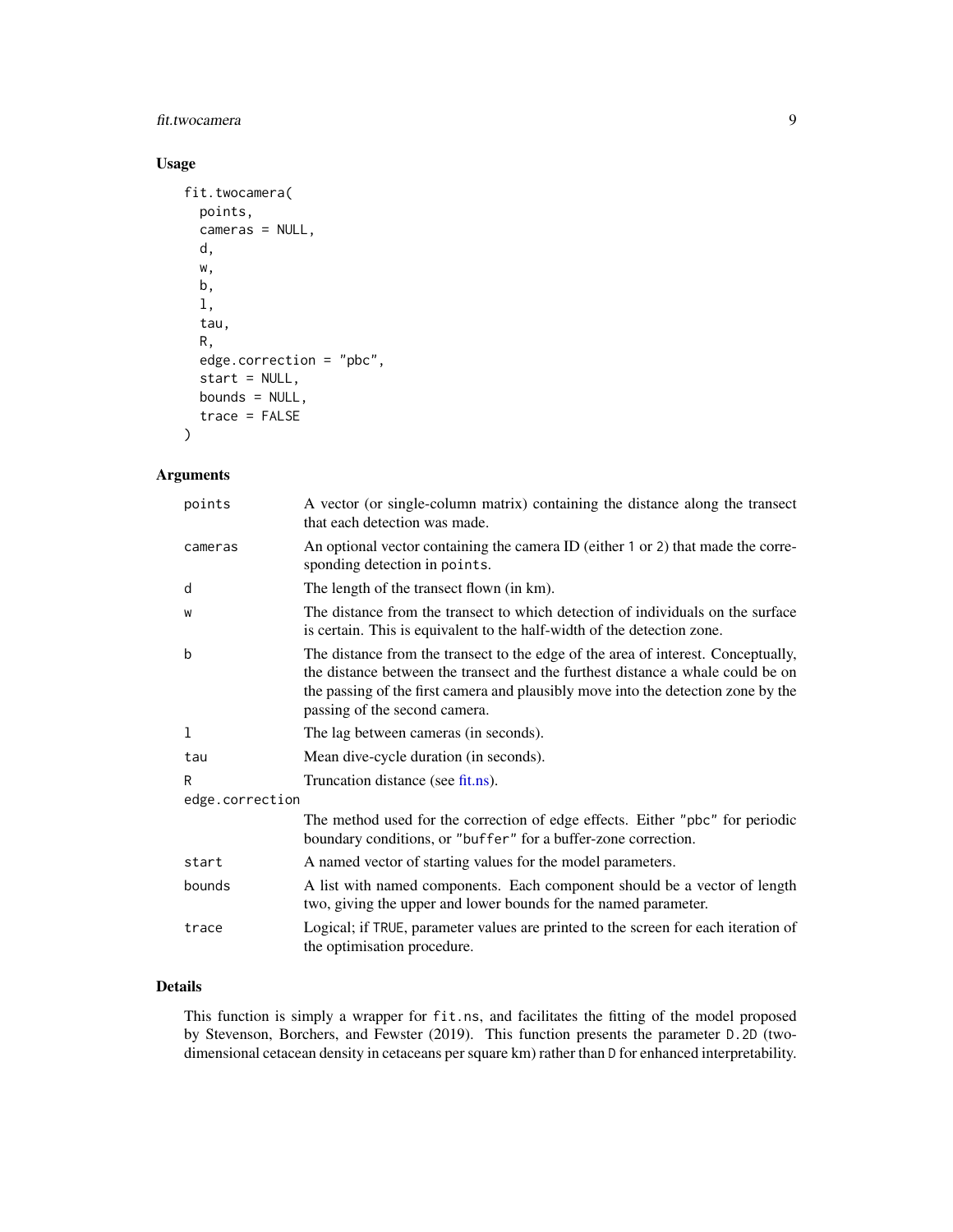## Usage

```
fit.twocamera(
  points,
  cameras = NULL,
  d,
  w,
  b,
  l,
  tau,
  R,
  edge.correction = "pbc",
  start = NULL,
  bounds = NULL,
  trace = FALSE
)
```

## Arguments

| | |
|---|---|
| points | A vector (or single-column matrix) containing the distance along the transect that each detection was made. |
| cameras | An optional vector containing the camera ID (either 1 or 2) that made the corresponding detection in points. |
| d | The length of the transect flown (in km). |
| w | The distance from the transect to which detection of individuals on the surface is certain. This is equivalent to the half-width of the detection zone. |
| b | The distance from the transect to the edge of the area of interest. Conceptually, the distance between the transect and the furthest distance a whale could be on the passing of the first camera and plausibly move into the detection zone by the passing of the second camera. |
| l | The lag between cameras (in seconds). |
| tau | Mean dive-cycle duration (in seconds). |
| R | Truncation distance (see fit.ns). |
| edge.correction | The method used for the correction of edge effects. Either "pbc" for periodic boundary conditions, or "buffer" for a buffer-zone correction. |
| start | A named vector of starting values for the model parameters. |
| bounds | A list with named components. Each component should be a vector of length two, giving the upper and lower bounds for the named parameter. |
| trace | Logical; if TRUE, parameter values are printed to the screen for each iteration of the optimisation procedure. |

## Details

This function is simply a wrapper for fit.ns, and facilitates the fitting of the model proposed by Stevenson, Borchers, and Fewster (2019). This function presents the parameter D.2D (two-dimensional cetacean density in cetaceans per square km) rather than D for enhanced interpretability.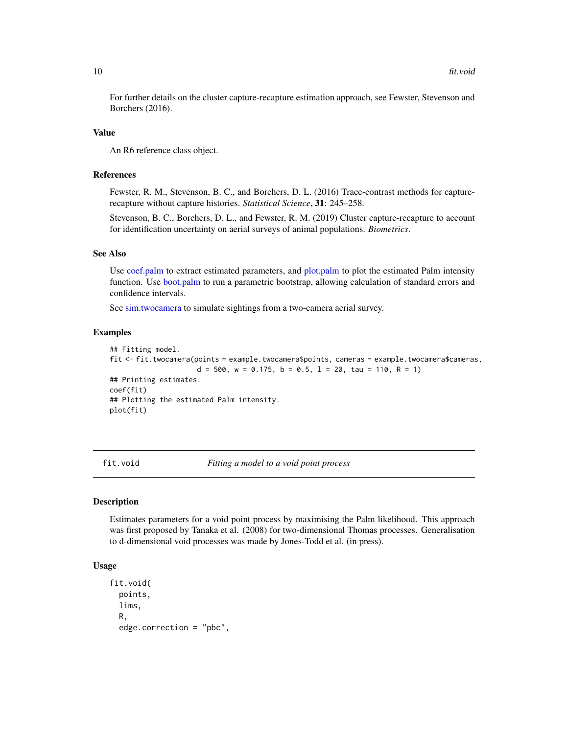For further details on the cluster capture-recapture estimation approach, see Fewster, Stevenson and Borchers (2016).

### Value

An R6 reference class object.

### References

Fewster, R. M., Stevenson, B. C., and Borchers, D. L. (2016) Trace-contrast methods for capture-recapture without capture histories. *Statistical Science*, **31**: 245–258.

Stevenson, B. C., Borchers, D. L., and Fewster, R. M. (2019) Cluster capture-recapture to account for identification uncertainty on aerial surveys of animal populations. *Biometrics*.

### See Also

Use coef.palm to extract estimated parameters, and plot.palm to plot the estimated Palm intensity function. Use boot.palm to run a parametric bootstrap, allowing calculation of standard errors and confidence intervals.

See sim.twocamera to simulate sightings from a two-camera aerial survey.

### Examples

```
## Fitting model.
fit <- fit.twocamera(points = example.twocamera$points, cameras = example.twocamera$cameras,
                     d = 500, w = 0.175, b = 0.5, l = 20, tau = 110, R = 1)
## Printing estimates.
coef(fit)
## Plotting the estimated Palm intensity.
plot(fit)
```

---

## fit.void — *Fitting a model to a void point process*

### Description

Estimates parameters for a void point process by maximising the Palm likelihood. This approach was first proposed by Tanaka et al. (2008) for two-dimensional Thomas processes. Generalisation to d-dimensional void processes was made by Jones-Todd et al. (in press).

### Usage

```
fit.void(
  points,
  lims,
  R,
  edge.correction = "pbc",
```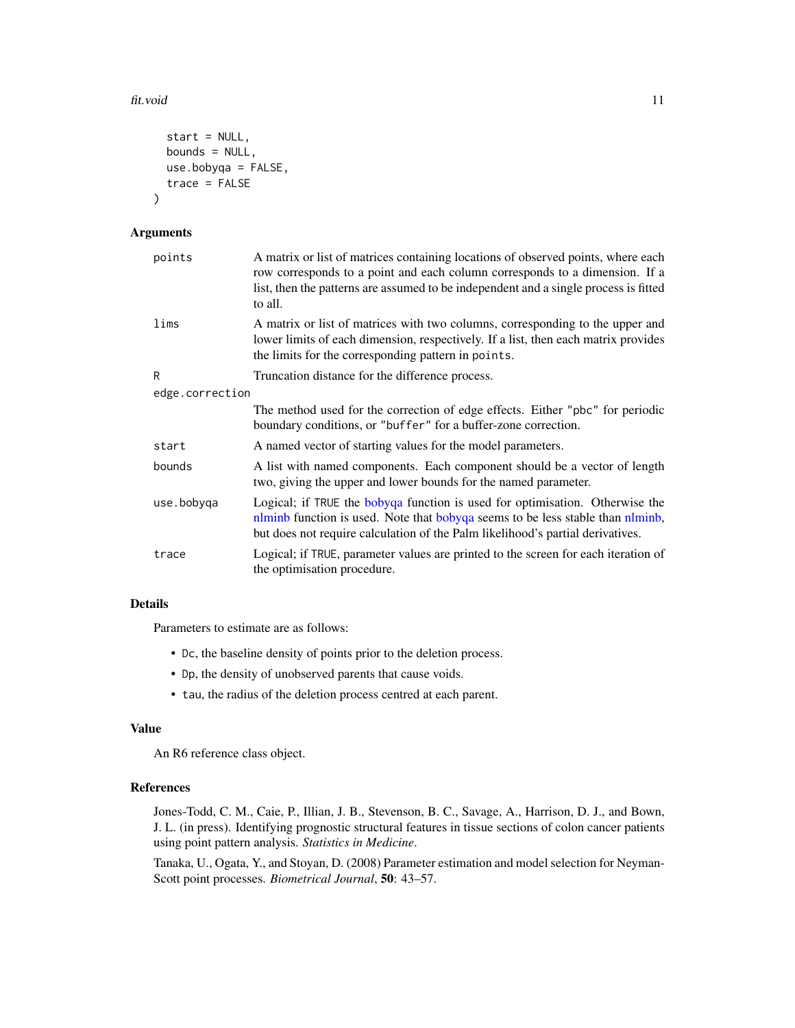```
  start = NULL,
  bounds = NULL,
  use.bobyqa = FALSE,
  trace = FALSE
)
```

## Arguments

| | |
|---|---|
| `points` | A matrix or list of matrices containing locations of observed points, where each row corresponds to a point and each column corresponds to a dimension. If a list, then the patterns are assumed to be independent and a single process is fitted to all. |
| `lims` | A matrix or list of matrices with two columns, corresponding to the upper and lower limits of each dimension, respectively. If a list, then each matrix provides the limits for the corresponding pattern in `points`. |
| `R` | Truncation distance for the difference process. |
| `edge.correction` | The method used for the correction of edge effects. Either `"pbc"` for periodic boundary conditions, or `"buffer"` for a buffer-zone correction. |
| `start` | A named vector of starting values for the model parameters. |
| `bounds` | A list with named components. Each component should be a vector of length two, giving the upper and lower bounds for the named parameter. |
| `use.bobyqa` | Logical; if `TRUE` the bobyqa function is used for optimisation. Otherwise the nlminb function is used. Note that bobyqa seems to be less stable than nlminb, but does not require calculation of the Palm likelihood's partial derivatives. |
| `trace` | Logical; if `TRUE`, parameter values are printed to the screen for each iteration of the optimisation procedure. |

## Details

Parameters to estimate are as follows:

- `Dc`, the baseline density of points prior to the deletion process.
- `Dp`, the density of unobserved parents that cause voids.
- `tau`, the radius of the deletion process centred at each parent.

## Value

An R6 reference class object.

## References

Jones-Todd, C. M., Caie, P., Illian, J. B., Stevenson, B. C., Savage, A., Harrison, D. J., and Bown, J. L. (in press). Identifying prognostic structural features in tissue sections of colon cancer patients using point pattern analysis. *Statistics in Medicine*.

Tanaka, U., Ogata, Y., and Stoyan, D. (2008) Parameter estimation and model selection for Neyman-Scott point processes. *Biometrical Journal*, **50**: 43–57.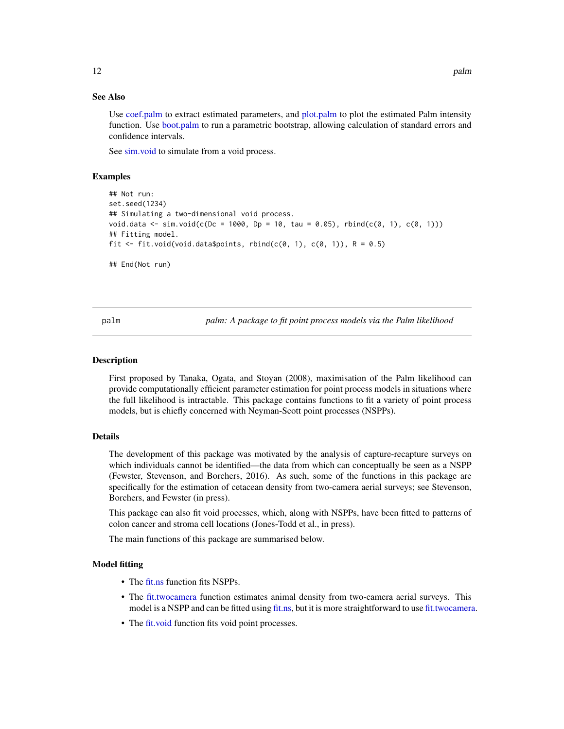## See Also

Use coef.palm to extract estimated parameters, and plot.palm to plot the estimated Palm intensity function. Use boot.palm to run a parametric bootstrap, allowing calculation of standard errors and confidence intervals.

See sim.void to simulate from a void process.

## Examples

```
## Not run:
set.seed(1234)
## Simulating a two-dimensional void process.
void.data <- sim.void(c(Dc = 1000, Dp = 10, tau = 0.05), rbind(c(0, 1), c(0, 1)))
## Fitting model.
fit <- fit.void(void.data$points, rbind(c(0, 1), c(0, 1)), R = 0.5)

## End(Not run)
```

---

palm — *palm: A package to fit point process models via the Palm likelihood*

---

## Description

First proposed by Tanaka, Ogata, and Stoyan (2008), maximisation of the Palm likelihood can provide computationally efficient parameter estimation for point process models in situations where the full likelihood is intractable. This package contains functions to fit a variety of point process models, but is chiefly concerned with Neyman-Scott point processes (NSPPs).

## Details

The development of this package was motivated by the analysis of capture-recapture surveys on which individuals cannot be identified—the data from which can conceptually be seen as a NSPP (Fewster, Stevenson, and Borchers, 2016). As such, some of the functions in this package are specifically for the estimation of cetacean density from two-camera aerial surveys; see Stevenson, Borchers, and Fewster (in press).

This package can also fit void processes, which, along with NSPPs, have been fitted to patterns of colon cancer and stroma cell locations (Jones-Todd et al., in press).

The main functions of this package are summarised below.

## Model fitting

- The fit.ns function fits NSPPs.
- The fit.twocamera function estimates animal density from two-camera aerial surveys. This model is a NSPP and can be fitted using fit.ns, but it is more straightforward to use fit.twocamera.
- The fit.void function fits void point processes.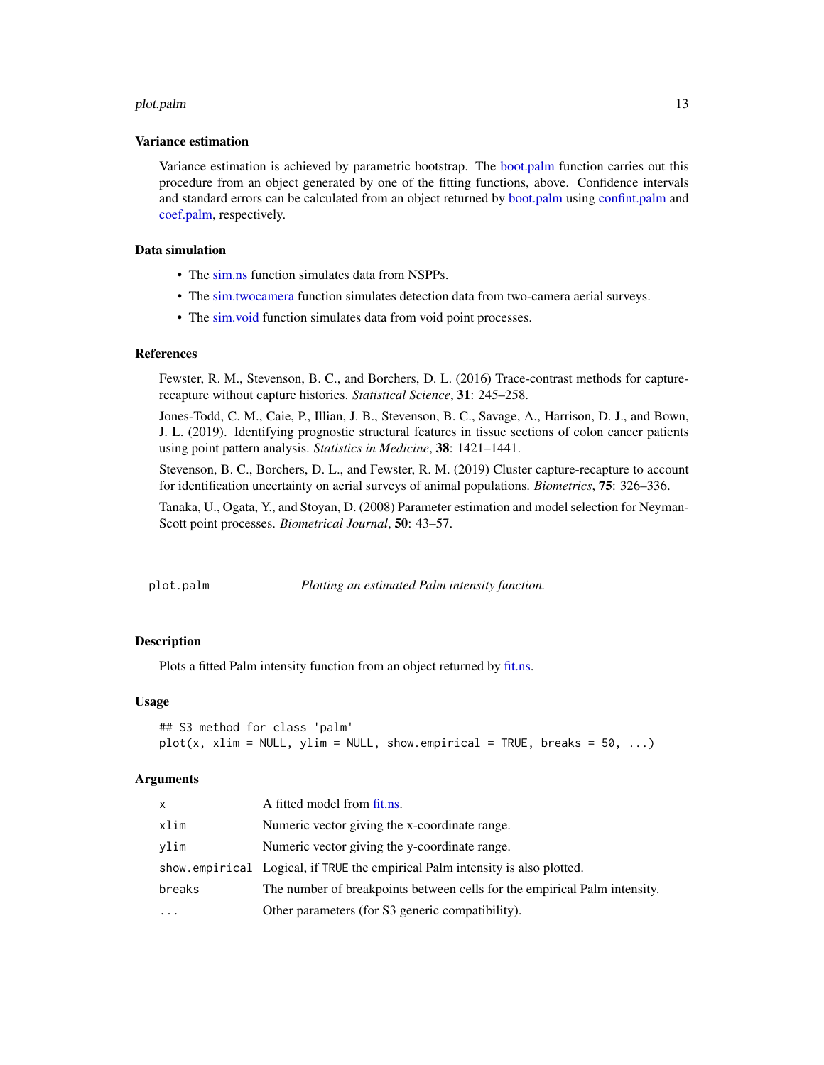### Variance estimation

Variance estimation is achieved by parametric bootstrap. The boot.palm function carries out this procedure from an object generated by one of the fitting functions, above. Confidence intervals and standard errors can be calculated from an object returned by boot.palm using confint.palm and coef.palm, respectively.

### Data simulation

- The sim.ns function simulates data from NSPPs.
- The sim.twocamera function simulates detection data from two-camera aerial surveys.
- The sim.void function simulates data from void point processes.

### References

Fewster, R. M., Stevenson, B. C., and Borchers, D. L. (2016) Trace-contrast methods for capture-recapture without capture histories. *Statistical Science*, **31**: 245–258.

Jones-Todd, C. M., Caie, P., Illian, J. B., Stevenson, B. C., Savage, A., Harrison, D. J., and Bown, J. L. (2019). Identifying prognostic structural features in tissue sections of colon cancer patients using point pattern analysis. *Statistics in Medicine*, **38**: 1421–1441.

Stevenson, B. C., Borchers, D. L., and Fewster, R. M. (2019) Cluster capture-recapture to account for identification uncertainty on aerial surveys of animal populations. *Biometrics*, **75**: 326–336.

Tanaka, U., Ogata, Y., and Stoyan, D. (2008) Parameter estimation and model selection for Neyman-Scott point processes. *Biometrical Journal*, **50**: 43–57.

---

## plot.palm — *Plotting an estimated Palm intensity function.*

### Description

Plots a fitted Palm intensity function from an object returned by fit.ns.

### Usage

```
## S3 method for class 'palm'
plot(x, xlim = NULL, ylim = NULL, show.empirical = TRUE, breaks = 50, ...)
```

### Arguments

| | |
|---|---|
| x | A fitted model from fit.ns. |
| xlim | Numeric vector giving the x-coordinate range. |
| ylim | Numeric vector giving the y-coordinate range. |
| show.empirical | Logical, if TRUE the empirical Palm intensity is also plotted. |
| breaks | The number of breakpoints between cells for the empirical Palm intensity. |
| ... | Other parameters (for S3 generic compatibility). |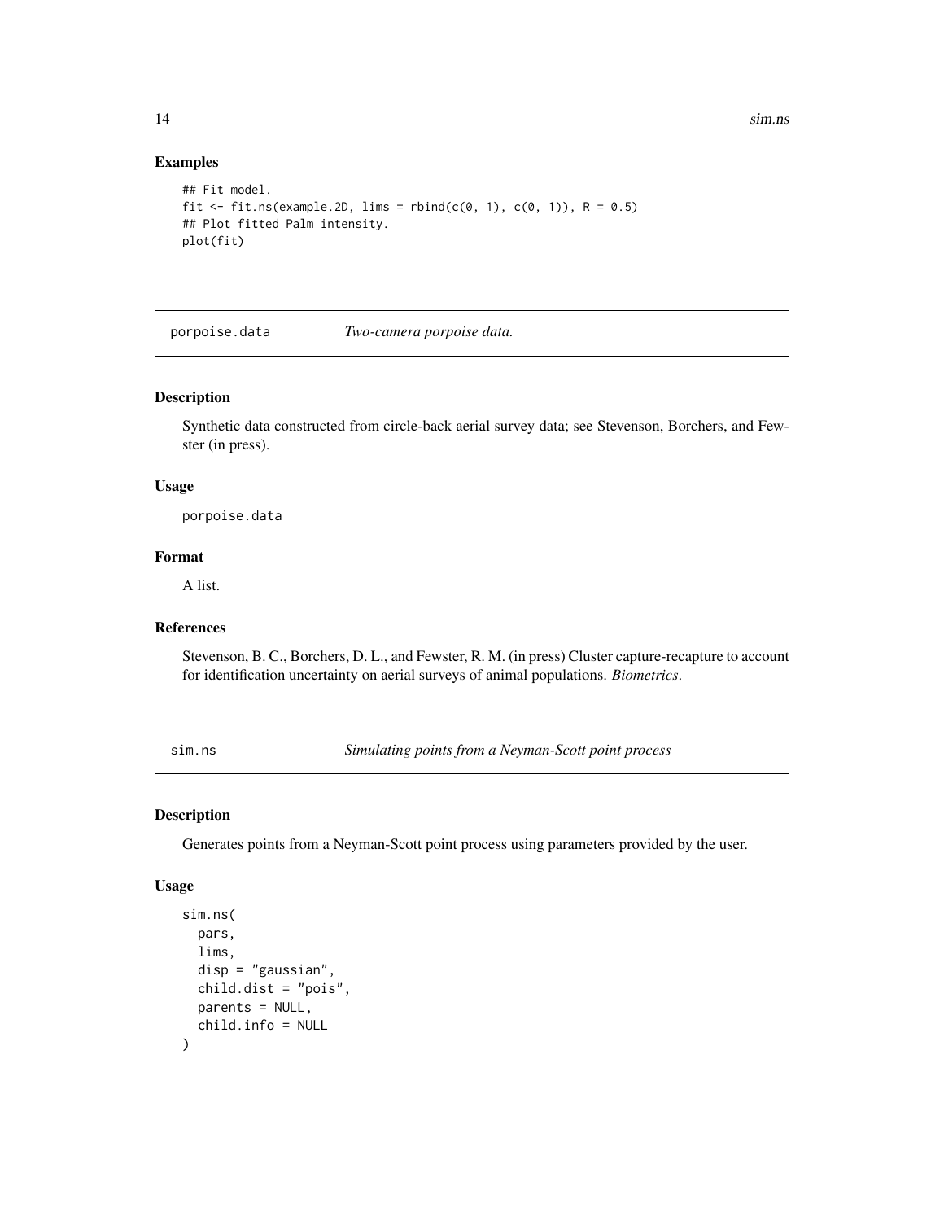### Examples

```
## Fit model.
fit <- fit.ns(example.2D, lims = rbind(c(0, 1), c(0, 1)), R = 0.5)
## Plot fitted Palm intensity.
plot(fit)
```

---

## porpoise.data *Two-camera porpoise data.*

---

### Description

Synthetic data constructed from circle-back aerial survey data; see Stevenson, Borchers, and Fewster (in press).

### Usage

```
porpoise.data
```

### Format

A list.

### References

Stevenson, B. C., Borchers, D. L., and Fewster, R. M. (in press) Cluster capture-recapture to account for identification uncertainty on aerial surveys of animal populations. *Biometrics*.

---

## sim.ns *Simulating points from a Neyman-Scott point process*

---

### Description

Generates points from a Neyman-Scott point process using parameters provided by the user.

### Usage

```
sim.ns(
  pars,
  lims,
  disp = "gaussian",
  child.dist = "pois",
  parents = NULL,
  child.info = NULL
)
```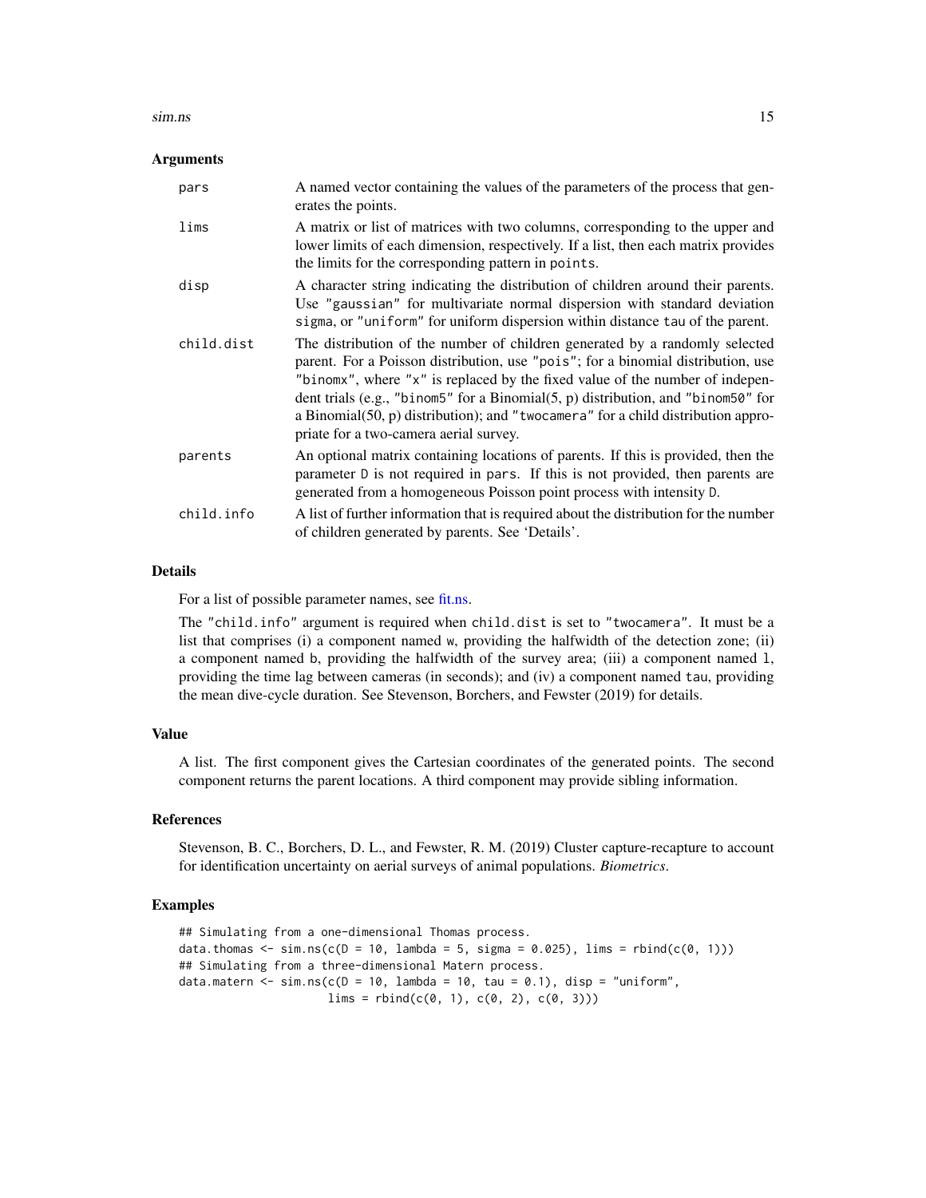### Arguments

| | |
|---|---|
| `pars` | A named vector containing the values of the parameters of the process that generates the points. |
| `lims` | A matrix or list of matrices with two columns, corresponding to the upper and lower limits of each dimension, respectively. If a list, then each matrix provides the limits for the corresponding pattern in `points`. |
| `disp` | A character string indicating the distribution of children around their parents. Use `"gaussian"` for multivariate normal dispersion with standard deviation `sigma`, or `"uniform"` for uniform dispersion within distance `tau` of the parent. |
| `child.dist` | The distribution of the number of children generated by a randomly selected parent. For a Poisson distribution, use `"pois"`; for a binomial distribution, use `"binomx"`, where `"x"` is replaced by the fixed value of the number of independent trials (e.g., `"binom5"` for a Binomial(5, p) distribution, and `"binom50"` for a Binomial(50, p) distribution); and `"twocamera"` for a child distribution appropriate for a two-camera aerial survey. |
| `parents` | An optional matrix containing locations of parents. If this is provided, then the parameter `D` is not required in `pars`. If this is not provided, then parents are generated from a homogeneous Poisson point process with intensity `D`. |
| `child.info` | A list of further information that is required about the distribution for the number of children generated by parents. See 'Details'. |

### Details

For a list of possible parameter names, see fit.ns.

The `"child.info"` argument is required when `child.dist` is set to `"twocamera"`. It must be a list that comprises (i) a component named `w`, providing the halfwidth of the detection zone; (ii) a component named `b`, providing the halfwidth of the survey area; (iii) a component named `l`, providing the time lag between cameras (in seconds); and (iv) a component named `tau`, providing the mean dive-cycle duration. See Stevenson, Borchers, and Fewster (2019) for details.

### Value

A list. The first component gives the Cartesian coordinates of the generated points. The second component returns the parent locations. A third component may provide sibling information.

### References

Stevenson, B. C., Borchers, D. L., and Fewster, R. M. (2019) Cluster capture-recapture to account for identification uncertainty on aerial surveys of animal populations. *Biometrics*.

### Examples

```
## Simulating from a one-dimensional Thomas process.
data.thomas <- sim.ns(c(D = 10, lambda = 5, sigma = 0.025), lims = rbind(c(0, 1)))
## Simulating from a three-dimensional Matern process.
data.matern <- sim.ns(c(D = 10, lambda = 10, tau = 0.1), disp = "uniform",
                      lims = rbind(c(0, 1), c(0, 2), c(0, 3)))
```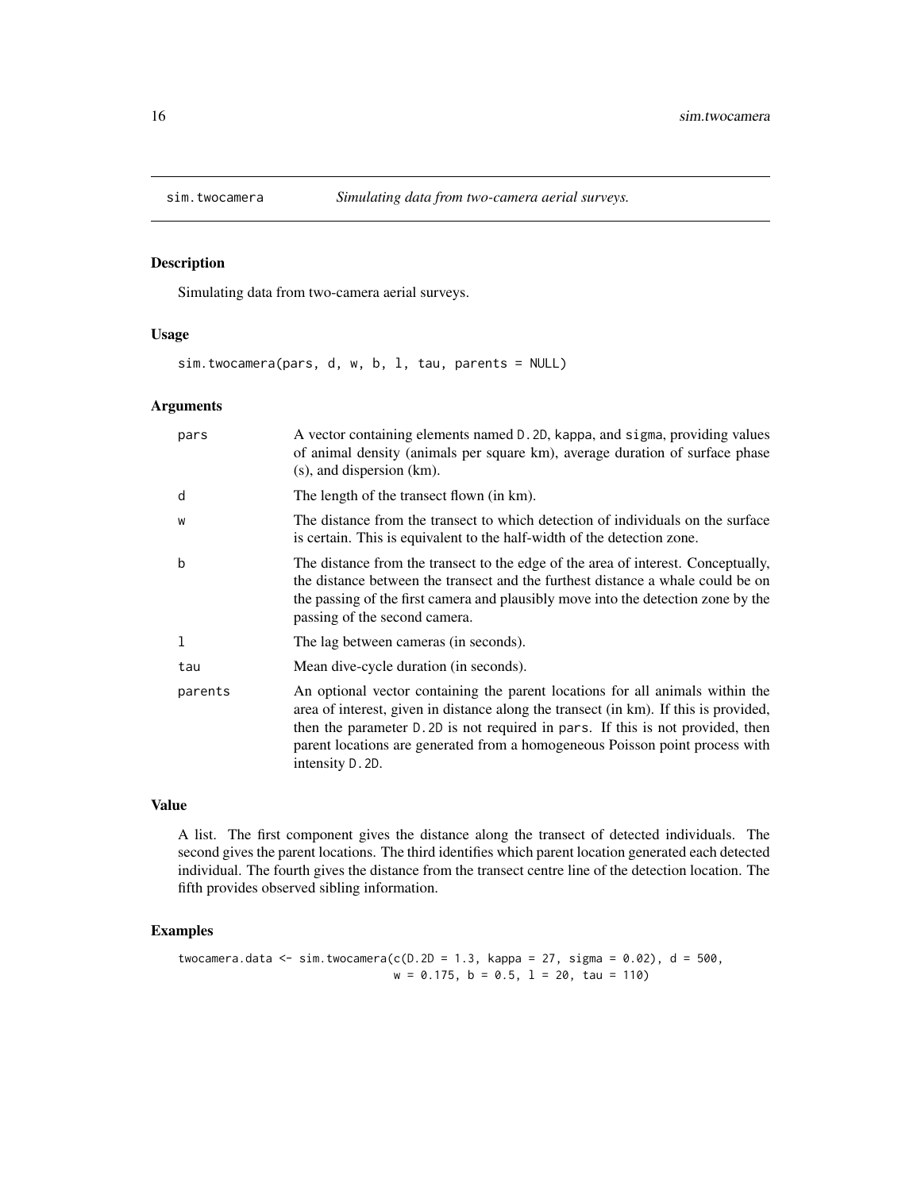# sim.twocamera — *Simulating data from two-camera aerial surveys.*

## Description

Simulating data from two-camera aerial surveys.

## Usage

```
sim.twocamera(pars, d, w, b, l, tau, parents = NULL)
```

## Arguments

| | |
|---|---|
| `pars` | A vector containing elements named `D.2D`, `kappa`, and `sigma`, providing values of animal density (animals per square km), average duration of surface phase (s), and dispersion (km). |
| `d` | The length of the transect flown (in km). |
| `w` | The distance from the transect to which detection of individuals on the surface is certain. This is equivalent to the half-width of the detection zone. |
| `b` | The distance from the transect to the edge of the area of interest. Conceptually, the distance between the transect and the furthest distance a whale could be on the passing of the first camera and plausibly move into the detection zone by the passing of the second camera. |
| `l` | The lag between cameras (in seconds). |
| `tau` | Mean dive-cycle duration (in seconds). |
| `parents` | An optional vector containing the parent locations for all animals within the area of interest, given in distance along the transect (in km). If this is provided, then the parameter `D.2D` is not required in `pars`. If this is not provided, then parent locations are generated from a homogeneous Poisson point process with intensity `D.2D`. |

## Value

A list. The first component gives the distance along the transect of detected individuals. The second gives the parent locations. The third identifies which parent location generated each detected individual. The fourth gives the distance from the transect centre line of the detection location. The fifth provides observed sibling information.

## Examples

```
twocamera.data <- sim.twocamera(c(D.2D = 1.3, kappa = 27, sigma = 0.02), d = 500,
                                w = 0.175, b = 0.5, l = 20, tau = 110)
```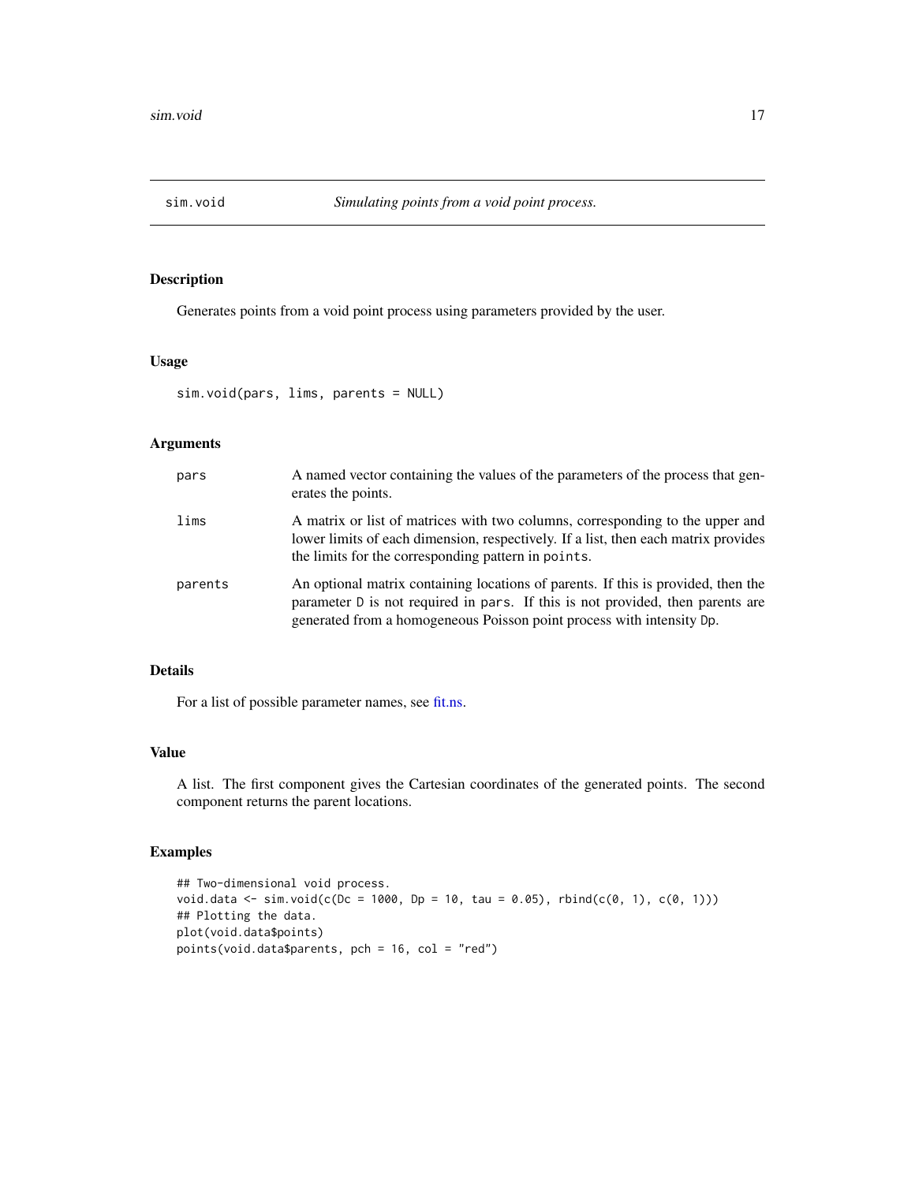# sim.void — *Simulating points from a void point process.*

## Description

Generates points from a void point process using parameters provided by the user.

## Usage

```
sim.void(pars, lims, parents = NULL)
```

## Arguments

| | |
|---|---|
| `pars` | A named vector containing the values of the parameters of the process that generates the points. |
| `lims` | A matrix or list of matrices with two columns, corresponding to the upper and lower limits of each dimension, respectively. If a list, then each matrix provides the limits for the corresponding pattern in `points`. |
| `parents` | An optional matrix containing locations of parents. If this is provided, then the parameter `D` is not required in `pars`. If this is not provided, then parents are generated from a homogeneous Poisson point process with intensity `Dp`. |

## Details

For a list of possible parameter names, see fit.ns.

## Value

A list. The first component gives the Cartesian coordinates of the generated points. The second component returns the parent locations.

## Examples

```
## Two-dimensional void process.
void.data <- sim.void(c(Dc = 1000, Dp = 10, tau = 0.05), rbind(c(0, 1), c(0, 1)))
## Plotting the data.
plot(void.data$points)
points(void.data$parents, pch = 16, col = "red")
```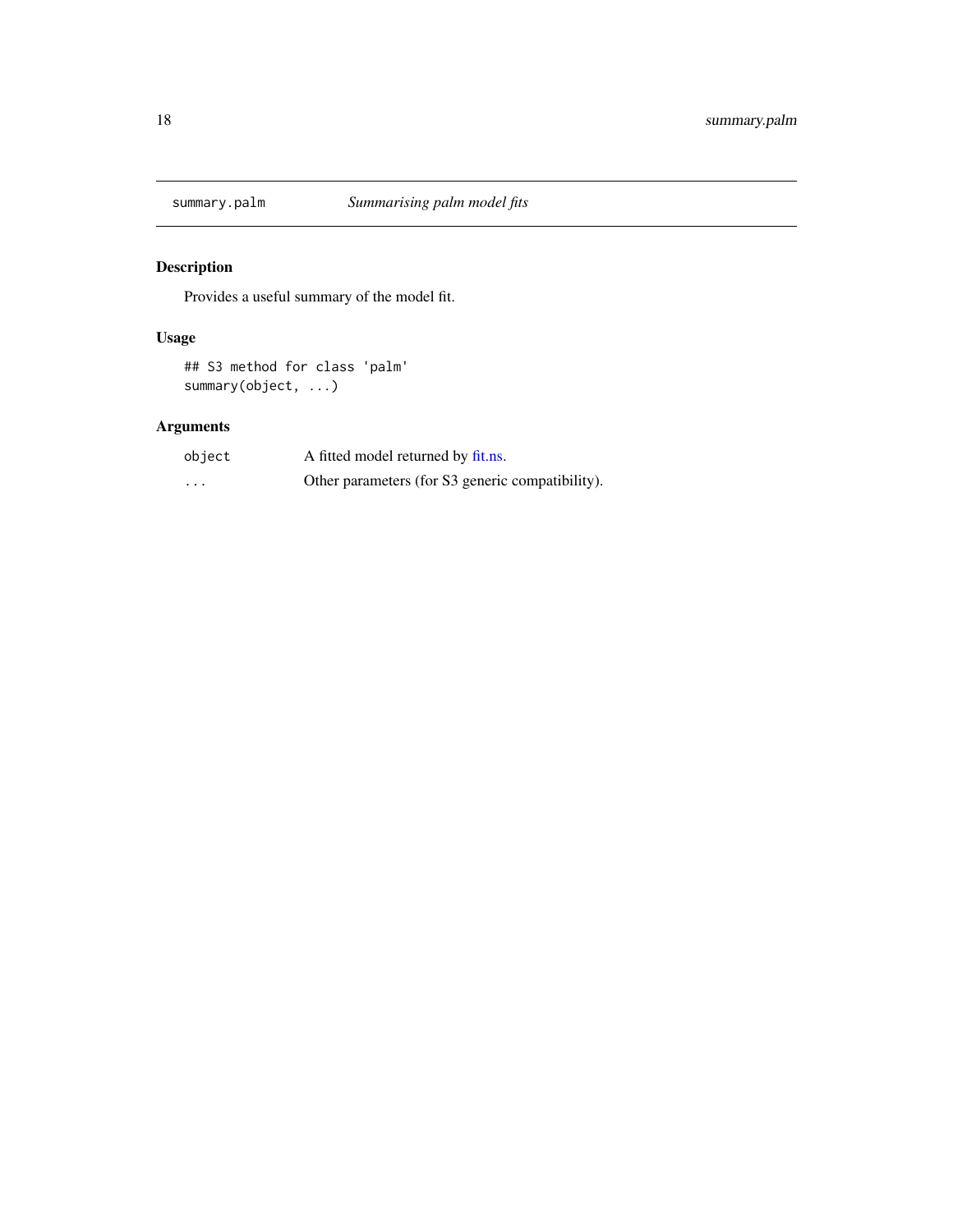# summary.palm — *Summarising palm model fits*

## Description

Provides a useful summary of the model fit.

## Usage

```
## S3 method for class 'palm'
summary(object, ...)
```

## Arguments

| | |
|---|---|
| object | A fitted model returned by fit.ns. |
| ... | Other parameters (for S3 generic compatibility). |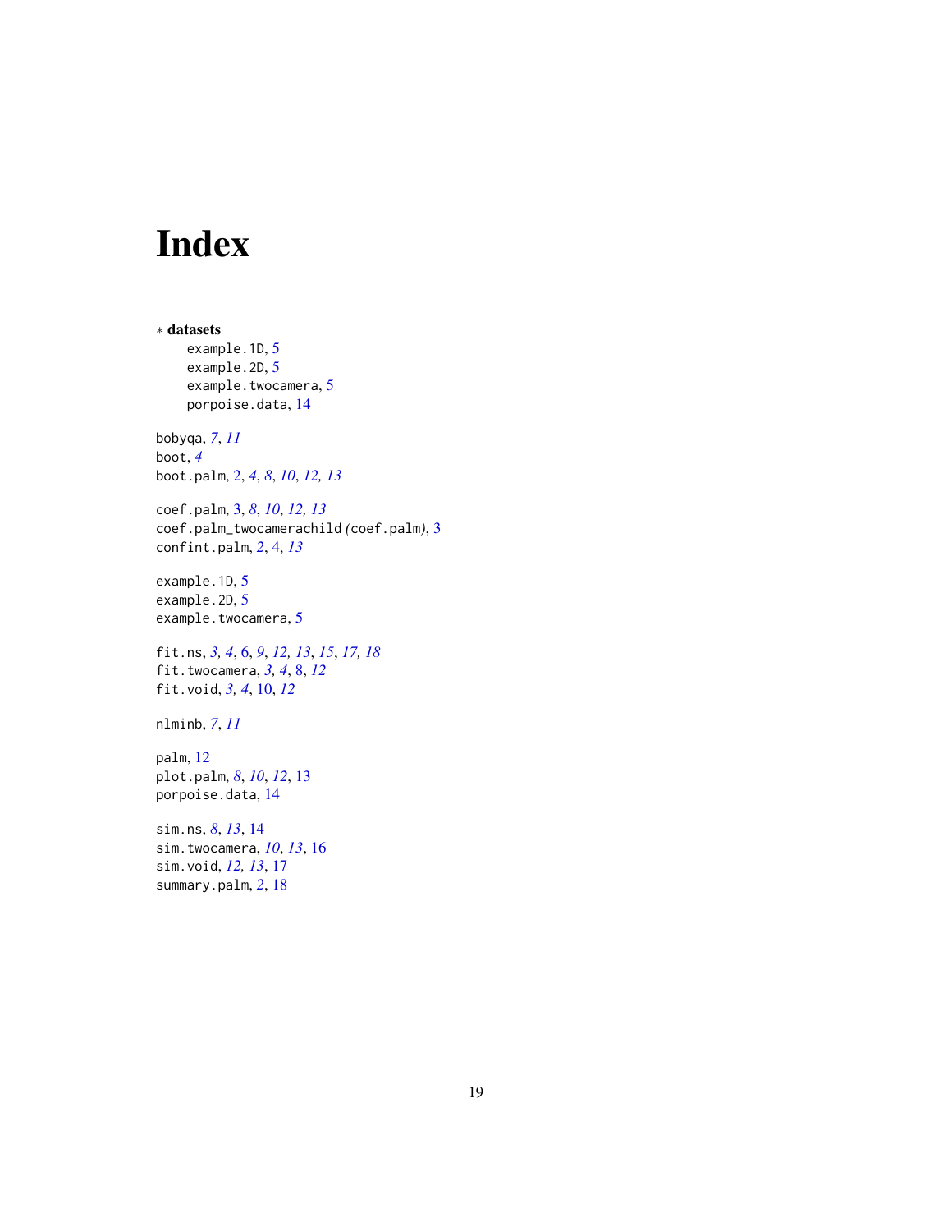# Index

∗ **datasets**

- example.1D, 5
- example.2D, 5
- example.twocamera, 5
- porpoise.data, 14

bobyqa, *7*, *11*
boot, *4*
boot.palm, 2, *4*, *8*, *10*, *12, 13*

coef.palm, 3, *8*, *10*, *12, 13*
coef.palm_twocamerachild *(*coef.palm*)*, 3
confint.palm, *2*, 4, *13*

example.1D, 5
example.2D, 5
example.twocamera, 5

fit.ns, *3, 4*, 6, *9*, *12, 13*, *15*, *17, 18*
fit.twocamera, *3, 4*, 8, *12*
fit.void, *3, 4*, 10, *12*

nlminb, *7*, *11*

palm, 12
plot.palm, *8*, *10*, *12*, 13
porpoise.data, 14

sim.ns, *8*, *13*, 14
sim.twocamera, *10*, *13*, 16
sim.void, *12, 13*, 17
summary.palm, *2*, 18